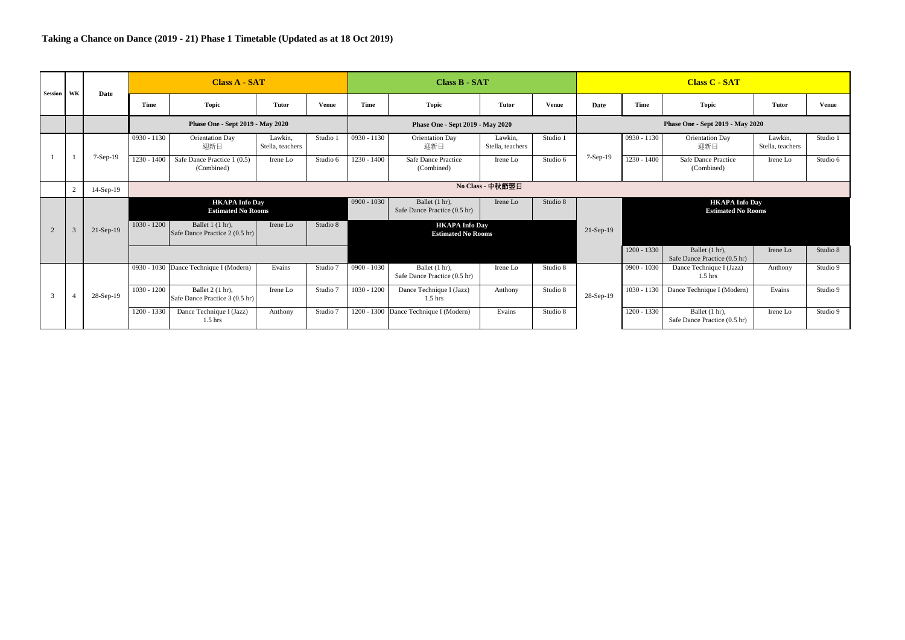**Taking a Chance on Dance (2019 - 21) Phase 1 Timetable (Updated as at 18 Oct 2019)**

| Session | WK | Date | Class A - SAT | | | | Class B - SAT | | | | Class C - SAT | | | | |
|---|---|---|---|---|---|---|---|---|---|---|---|---|---|---|---|
| | | | Time | Topic | Tutor | Venue | Time | Topic | Tutor | Venue | Date | Time | Topic | Tutor | Venue |
| | | | Phase One - Sept 2019 - May 2020 | | | | Phase One - Sept 2019 - May 2020 | | | | Phase One - Sept 2019 - May 2020 | | | | |
| 1 | 1 | 7-Sep-19 | 0930 - 1130 | Orientation Day 迎新日 | Lawkin, Stella, teachers | Studio 1 | 0930 - 1130 | Orientation Day 迎新日 | Lawkin, Stella, teachers | Studio 1 | 7-Sep-19 | 0930 - 1130 | Orientation Day 迎新日 | Lawkin, Stella, teachers | Studio 1 |
| | | | 1230 - 1400 | Safe Dance Practice 1 (0.5) (Combined) | Irene Lo | Studio 6 | 1230 - 1400 | Safe Dance Practice (Combined) | Irene Lo | Studio 6 | | 1230 - 1400 | Safe Dance Practice (Combined) | Irene Lo | Studio 6 |
| | 2 | 14-Sep-19 | No Class - 中秋節翌日 | | | | | | | | | | | | |
| 2 | 3 | 21-Sep-19 | HKAPA Info Day Estimated No Rooms | | | | 0900 - 1030 | Ballet (1 hr), Safe Dance Practice (0.5 hr) | Irene Lo | Studio 8 | 21-Sep-19 | HKAPA Info Day Estimated No Rooms | | | |
| | | | 1030 - 1200 | Ballet 1 (1 hr), Safe Dance Practice 2 (0.5 hr) | Irene Lo | Studio 8 | HKAPA Info Day Estimated No Rooms | | | | | | | | |
| | | | | | | | | | | | | 1200 - 1330 | Ballet (1 hr), Safe Dance Practice (0.5 hr) | Irene Lo | Studio 8 |
| 3 | 4 | 28-Sep-19 | 0930 - 1030 | Dance Technique I (Modern) | Evains | Studio 7 | 0900 - 1030 | Ballet (1 hr), Safe Dance Practice (0.5 hr) | Irene Lo | Studio 8 | 28-Sep-19 | 0900 - 1030 | Dance Technique I (Jazz) 1.5 hrs | Anthony | Studio 9 |
| | | | 1030 - 1200 | Ballet 2 (1 hr), Safe Dance Practice 3 (0.5 hr) | Irene Lo | Studio 7 | 1030 - 1200 | Dance Technique I (Jazz) 1.5 hrs | Anthony | Studio 8 | | 1030 - 1130 | Dance Technique I (Modern) | Evains | Studio 9 |
| | | | 1200 - 1330 | Dance Technique I (Jazz) 1.5 hrs | Anthony | Studio 7 | 1200 - 1300 | Dance Technique I (Modern) | Evains | Studio 8 | | 1200 - 1330 | Ballet (1 hr), Safe Dance Practice (0.5 hr) | Irene Lo | Studio 9 |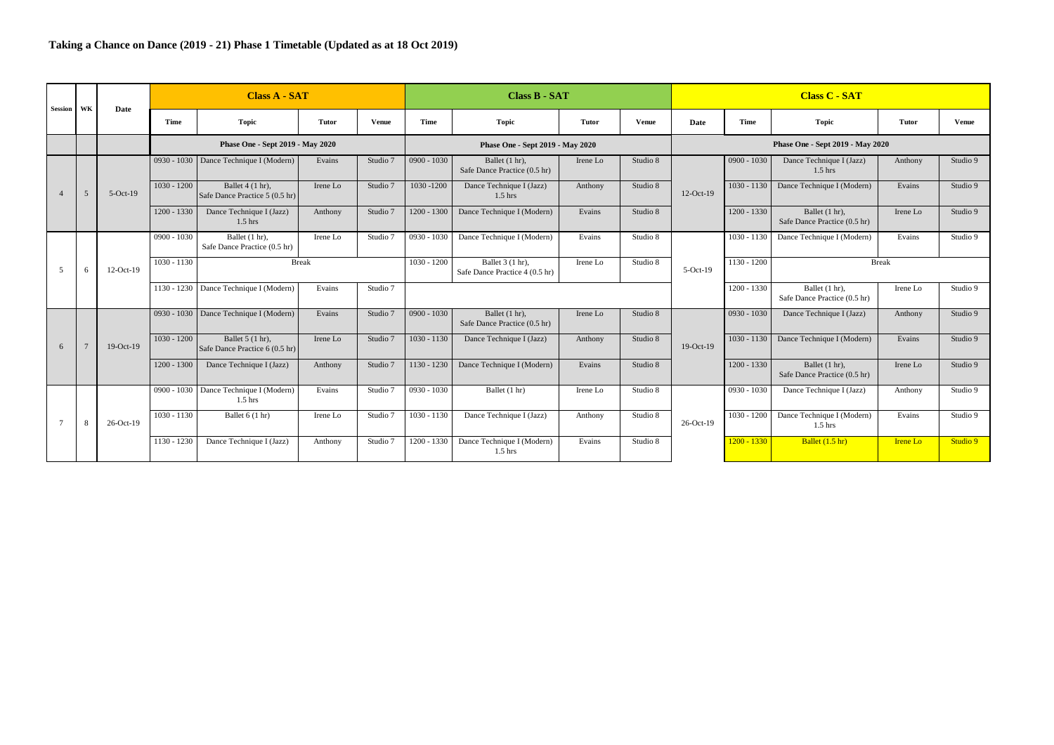**Taking a Chance on Dance (2019 - 21) Phase 1 Timetable (Updated as at 18 Oct 2019)**

| Session | WK | Date | Class A - SAT | | | | Class B - SAT | | | | Class C - SAT | | | | |
|---|---|---|---|---|---|---|---|---|---|---|---|---|---|---|---|
| | | | Time | Topic | Tutor | Venue | Time | Topic | Tutor | Venue | Date | Time | Topic | Tutor | Venue |
| | | | Phase One - Sept 2019 - May 2020 | | | | Phase One - Sept 2019 - May 2020 | | | | Phase One - Sept 2019 - May 2020 | | | | |
| 4 | 5 | 5-Oct-19 | 0930 - 1030 | Dance Technique I (Modern) | Evains | Studio 7 | 0900 - 1030 | Ballet (1 hr), Safe Dance Practice (0.5 hr) | Irene Lo | Studio 8 | 12-Oct-19 | 0900 - 1030 | Dance Technique I (Jazz) 1.5 hrs | Anthony | Studio 9 |
| | | | 1030 - 1200 | Ballet 4 (1 hr), Safe Dance Practice 5 (0.5 hr) | Irene Lo | Studio 7 | 1030 -1200 | Dance Technique I (Jazz) 1.5 hrs | Anthony | Studio 8 | | 1030 - 1130 | Dance Technique I (Modern) | Evains | Studio 9 |
| | | | 1200 - 1330 | Dance Technique I (Jazz) 1.5 hrs | Anthony | Studio 7 | 1200 - 1300 | Dance Technique I (Modern) | Evains | Studio 8 | | 1200 - 1330 | Ballet (1 hr), Safe Dance Practice (0.5 hr) | Irene Lo | Studio 9 |
| 5 | 6 | 12-Oct-19 | 0900 - 1030 | Ballet (1 hr), Safe Dance Practice (0.5 hr) | Irene Lo | Studio 7 | 0930 - 1030 | Dance Technique I (Modern) | Evains | Studio 8 | 5-Oct-19 | 1030 - 1130 | Dance Technique I (Modern) | Evains | Studio 9 |
| | | | 1030 - 1130 | Break | | | 1030 - 1200 | Ballet 3 (1 hr), Safe Dance Practice 4 (0.5 hr) | Irene Lo | Studio 8 | | 1130 - 1200 | Break | | |
| | | | 1130 - 1230 | Dance Technique I (Modern) | Evains | Studio 7 | | | | | | 1200 - 1330 | Ballet (1 hr), Safe Dance Practice (0.5 hr) | Irene Lo | Studio 9 |
| 6 | 7 | 19-Oct-19 | 0930 - 1030 | Dance Technique I (Modern) | Evains | Studio 7 | 0900 - 1030 | Ballet (1 hr), Safe Dance Practice (0.5 hr) | Irene Lo | Studio 8 | 19-Oct-19 | 0930 - 1030 | Dance Technique I (Jazz) | Anthony | Studio 9 |
| | | | 1030 - 1200 | Ballet 5 (1 hr), Safe Dance Practice 6 (0.5 hr) | Irene Lo | Studio 7 | 1030 - 1130 | Dance Technique I (Jazz) | Anthony | Studio 8 | | 1030 - 1130 | Dance Technique I (Modern) | Evains | Studio 9 |
| | | | 1200 - 1300 | Dance Technique I (Jazz) | Anthony | Studio 7 | 1130 - 1230 | Dance Technique I (Modern) | Evains | Studio 8 | | 1200 - 1330 | Ballet (1 hr), Safe Dance Practice (0.5 hr) | Irene Lo | Studio 9 |
| 7 | 8 | 26-Oct-19 | 0900 - 1030 | Dance Technique I (Modern) 1.5 hrs | Evains | Studio 7 | 0930 - 1030 | Ballet (1 hr) | Irene Lo | Studio 8 | 26-Oct-19 | 0930 - 1030 | Dance Technique I (Jazz) | Anthony | Studio 9 |
| | | | 1030 - 1130 | Ballet 6 (1 hr) | Irene Lo | Studio 7 | 1030 - 1130 | Dance Technique I (Jazz) | Anthony | Studio 8 | | 1030 - 1200 | Dance Technique I (Modern) 1.5 hrs | Evains | Studio 9 |
| | | | 1130 - 1230 | Dance Technique I (Jazz) | Anthony | Studio 7 | 1200 - 1330 | Dance Technique I (Modern) 1.5 hrs | Evains | Studio 8 | | 1200 - 1330 | Ballet (1.5 hr) | Irene Lo | Studio 9 |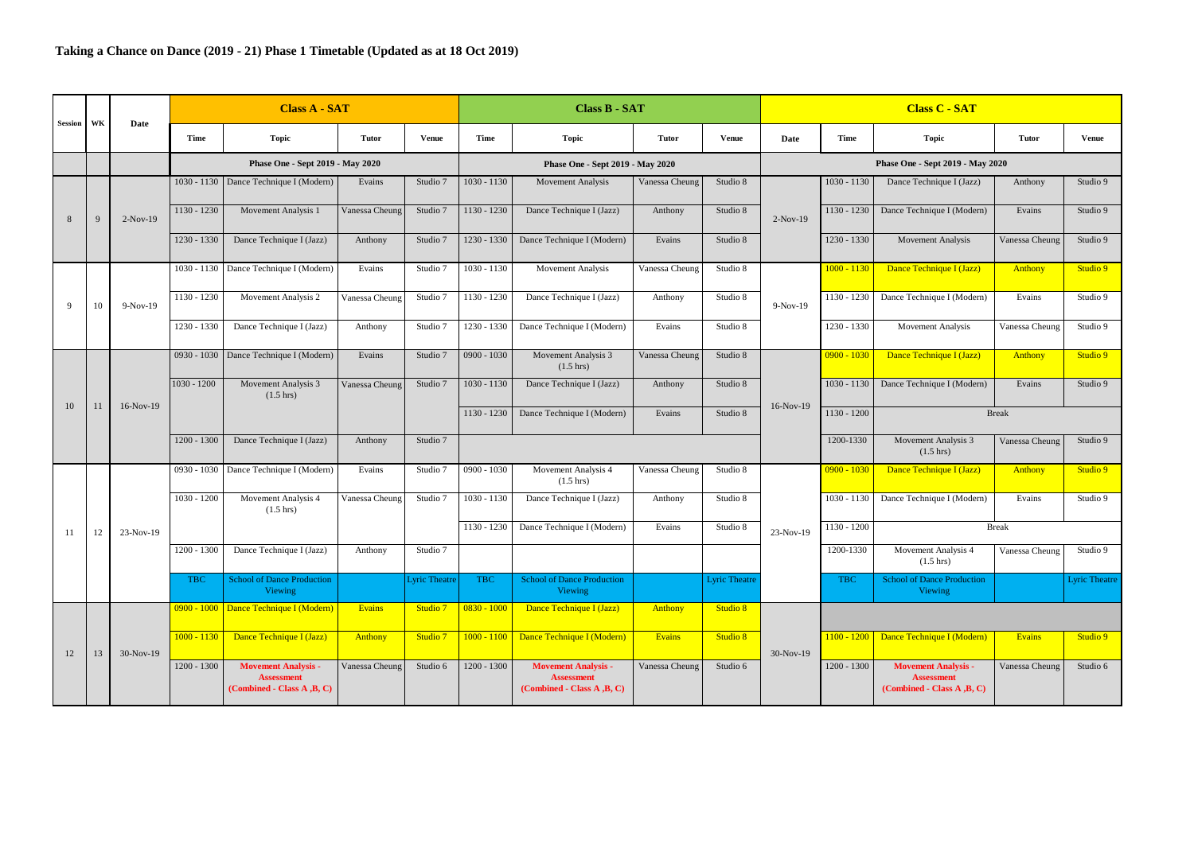## Taking a Chance on Dance (2019 - 21) Phase 1 Timetable (Updated as at 18 Oct 2019)

| Session | WK | Date | Class A - SAT | | | | Class B - SAT | | | | Class C - SAT | | | | |
|---|---|---|---|---|---|---|---|---|---|---|---|---|---|---|---|
| | | | Time | Topic | Tutor | Venue | Time | Topic | Tutor | Venue | Date | Time | Topic | Tutor | Venue |
| | | | Phase One - Sept 2019 - May 2020 | | | | Phase One - Sept 2019 - May 2020 | | | | Phase One - Sept 2019 - May 2020 | | | | |
| 8 | 9 | 2-Nov-19 | 1030 - 1130 | Dance Technique I (Modern) | Evains | Studio 7 | 1030 - 1130 | Movement Analysis | Vanessa Cheung | Studio 8 | 2-Nov-19 | 1030 - 1130 | Dance Technique I (Jazz) | Anthony | Studio 9 |
| | | | 1130 - 1230 | Movement Analysis 1 | Vanessa Cheung | Studio 7 | 1130 - 1230 | Dance Technique I (Jazz) | Anthony | Studio 8 | | 1130 - 1230 | Dance Technique I (Modern) | Evains | Studio 9 |
| | | | 1230 - 1330 | Dance Technique I (Jazz) | Anthony | Studio 7 | 1230 - 1330 | Dance Technique I (Modern) | Evains | Studio 8 | | 1230 - 1330 | Movement Analysis | Vanessa Cheung | Studio 9 |
| 9 | 10 | 9-Nov-19 | 1030 - 1130 | Dance Technique I (Modern) | Evains | Studio 7 | 1030 - 1130 | Movement Analysis | Vanessa Cheung | Studio 8 | 9-Nov-19 | 1000 - 1130 | Dance Technique I (Jazz) | Anthony | Studio 9 |
| | | | 1130 - 1230 | Movement Analysis 2 | Vanessa Cheung | Studio 7 | 1130 - 1230 | Dance Technique I (Jazz) | Anthony | Studio 8 | | 1130 - 1230 | Dance Technique I (Modern) | Evains | Studio 9 |
| | | | 1230 - 1330 | Dance Technique I (Jazz) | Anthony | Studio 7 | 1230 - 1330 | Dance Technique I (Modern) | Evains | Studio 8 | | 1230 - 1330 | Movement Analysis | Vanessa Cheung | Studio 9 |
| 10 | 11 | 16-Nov-19 | 0930 - 1030 | Dance Technique I (Modern) | Evains | Studio 7 | 0900 - 1030 | Movement Analysis 3 (1.5 hrs) | Vanessa Cheung | Studio 8 | 16-Nov-19 | 0900 - 1030 | Dance Technique I (Jazz) | Anthony | Studio 9 |
| | | | 1030 - 1200 | Movement Analysis 3 (1.5 hrs) | Vanessa Cheung | Studio 7 | 1030 - 1130 | Dance Technique I (Jazz) | Anthony | Studio 8 | | 1030 - 1130 | Dance Technique I (Modern) | Evains | Studio 9 |
| | | | | | | | 1130 - 1230 | Dance Technique I (Modern) | Evains | Studio 8 | | 1130 - 1200 | Break | | |
| | | | 1200 - 1300 | Dance Technique I (Jazz) | Anthony | Studio 7 | | | | | | 1200-1330 | Movement Analysis 3 (1.5 hrs) | Vanessa Cheung | Studio 9 |
| 11 | 12 | 23-Nov-19 | 0930 - 1030 | Dance Technique I (Modern) | Evains | Studio 7 | 0900 - 1030 | Movement Analysis 4 (1.5 hrs) | Vanessa Cheung | Studio 8 | 23-Nov-19 | 0900 - 1030 | Dance Technique I (Jazz) | Anthony | Studio 9 |
| | | | 1030 - 1200 | Movement Analysis 4 (1.5 hrs) | Vanessa Cheung | Studio 7 | 1030 - 1130 | Dance Technique I (Jazz) | Anthony | Studio 8 | | 1030 - 1130 | Dance Technique I (Modern) | Evains | Studio 9 |
| | | | | | | | 1130 - 1230 | Dance Technique I (Modern) | Evains | Studio 8 | | 1130 - 1200 | Break | | |
| | | | 1200 - 1300 | Dance Technique I (Jazz) | Anthony | Studio 7 | | | | | | 1200-1330 | Movement Analysis 4 (1.5 hrs) | Vanessa Cheung | Studio 9 |
| | | | TBC | School of Dance Production Viewing | | Lyric Theatre | TBC | School of Dance Production Viewing | | Lyric Theatre | | TBC | School of Dance Production Viewing | | Lyric Theatre |
| 12 | 13 | 30-Nov-19 | 0900 - 1000 | Dance Technique I (Modern) | Evains | Studio 7 | 0830 - 1000 | Dance Technique I (Jazz) | Anthony | Studio 8 | 30-Nov-19 | | | | |
| | | | 1000 - 1130 | Dance Technique I (Jazz) | Anthony | Studio 7 | 1000 - 1100 | Dance Technique I (Modern) | Evains | Studio 8 | | 1100 - 1200 | Dance Technique I (Modern) | Evains | Studio 9 |
| | | | 1200 - 1300 | **Movement Analysis - Assessment (Combined - Class A ,B, C)** | Vanessa Cheung | Studio 6 | 1200 - 1300 | **Movement Analysis - Assessment (Combined - Class A ,B, C)** | Vanessa Cheung | Studio 6 | | 1200 - 1300 | **Movement Analysis - Assessment (Combined - Class A ,B, C)** | Vanessa Cheung | Studio 6 |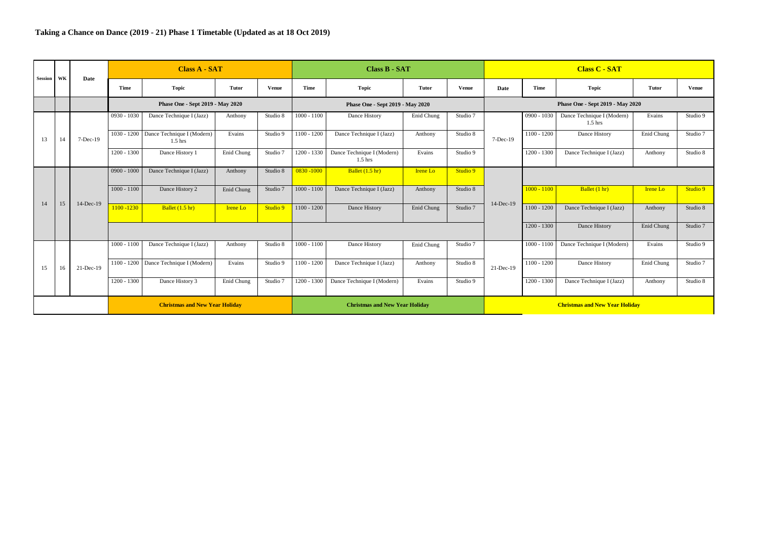**Taking a Chance on Dance (2019 - 21) Phase 1 Timetable (Updated as at 18 Oct 2019)**

| Session | WK | Date | Class A - SAT | | | | Class B - SAT | | | | Class C - SAT | | | | |
|---|---|---|---|---|---|---|---|---|---|---|---|---|---|---|---|
| | | | Time | Topic | Tutor | Venue | Time | Topic | Tutor | Venue | Date | Time | Topic | Tutor | Venue |
| | | | Phase One - Sept 2019 - May 2020 | | | | Phase One - Sept 2019 - May 2020 | | | | Phase One - Sept 2019 - May 2020 | | | | |
| 13 | 14 | 7-Dec-19 | 0930 - 1030 | Dance Technique I (Jazz) | Anthony | Studio 8 | 1000 - 1100 | Dance History | Enid Chung | Studio 7 | 7-Dec-19 | 0900 - 1030 | Dance Technique I (Modern) 1.5 hrs | Evains | Studio 9 |
| | | | 1030 - 1200 | Dance Technique I (Modern) 1.5 hrs | Evains | Studio 9 | 1100 - 1200 | Dance Technique I (Jazz) | Anthony | Studio 8 | | 1100 - 1200 | Dance History | Enid Chung | Studio 7 |
| | | | 1200 - 1300 | Dance History 1 | Enid Chung | Studio 7 | 1200 - 1330 | Dance Technique I (Modern) 1.5 hrs | Evains | Studio 9 | | 1200 - 1300 | Dance Technique I (Jazz) | Anthony | Studio 8 |
| 14 | 15 | 14-Dec-19 | 0900 - 1000 | Dance Technique I (Jazz) | Anthony | Studio 8 | 0830 -1000 | Ballet (1.5 hr) | Irene Lo | Studio 9 | 14-Dec-19 | | | | |
| | | | 1000 - 1100 | Dance History 2 | Enid Chung | Studio 7 | 1000 - 1100 | Dance Technique I (Jazz) | Anthony | Studio 8 | | 1000 - 1100 | Ballet (1 hr) | Irene Lo | Studio 9 |
| | | | 1100 -1230 | Ballet (1.5 hr) | Irene Lo | Studio 9 | 1100 - 1200 | Dance History | Enid Chung | Studio 7 | | 1100 - 1200 | Dance Technique I (Jazz) | Anthony | Studio 8 |
| | | | | | | | | | | | | 1200 - 1300 | Dance History | Enid Chung | Studio 7 |
| 15 | 16 | 21-Dec-19 | 1000 - 1100 | Dance Technique I (Jazz) | Anthony | Studio 8 | 1000 - 1100 | Dance History | Enid Chung | Studio 7 | 21-Dec-19 | 1000 - 1100 | Dance Technique I (Modern) | Evains | Studio 9 |
| | | | 1100 - 1200 | Dance Technique I (Modern) | Evains | Studio 9 | 1100 - 1200 | Dance Technique I (Jazz) | Anthony | Studio 8 | | 1100 - 1200 | Dance History | Enid Chung | Studio 7 |
| | | | 1200 - 1300 | Dance History 3 | Enid Chung | Studio 7 | 1200 - 1300 | Dance Technique I (Modern) | Evains | Studio 9 | | 1200 - 1300 | Dance Technique I (Jazz) | Anthony | Studio 8 |
| | | | Christmas and New Year Holiday | | | | Christmas and New Year Holiday | | | | Christmas and New Year Holiday | | | | |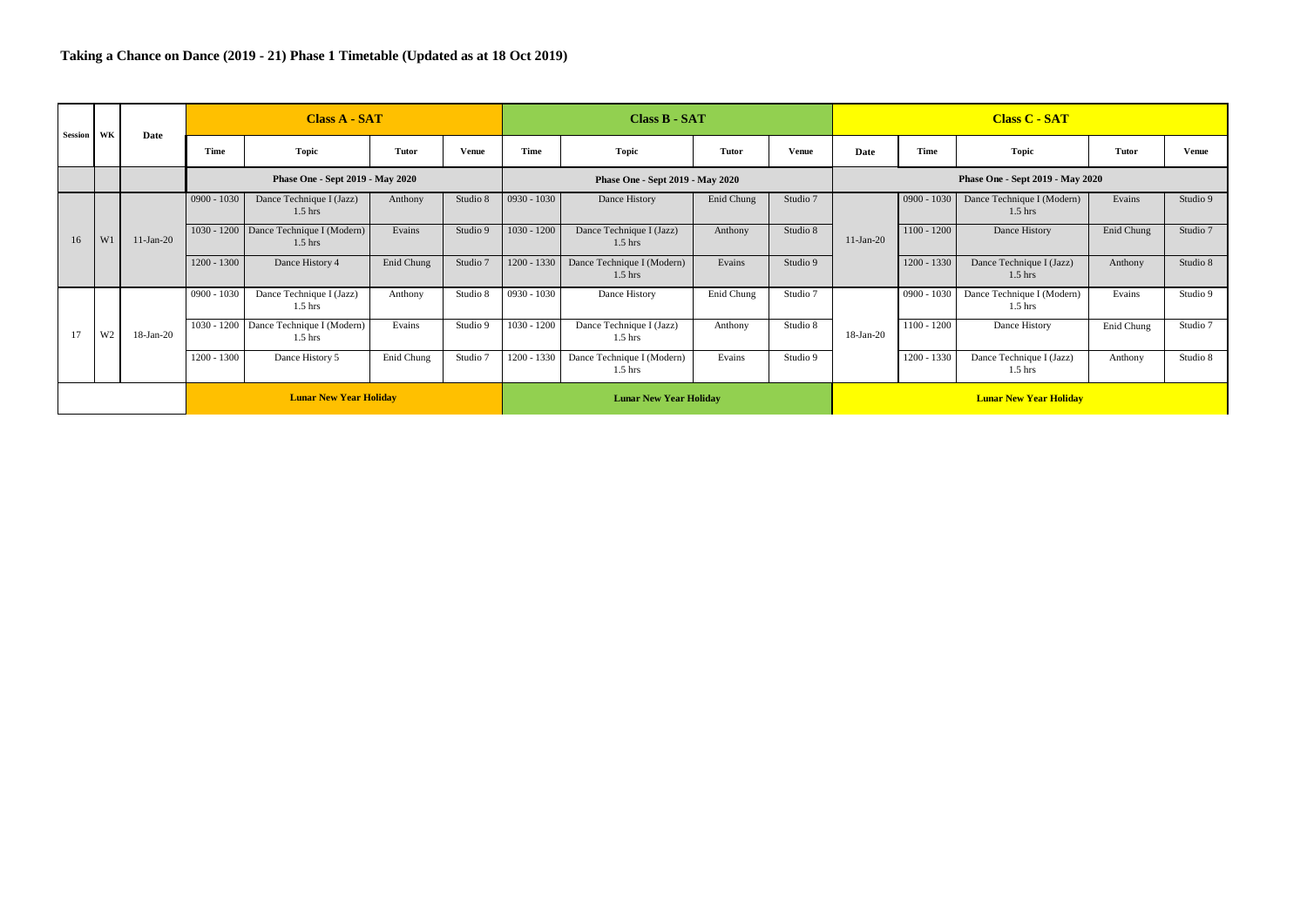## Taking a Chance on Dance (2019 - 21) Phase 1 Timetable (Updated as at 18 Oct 2019)

| Session | WK | Date | Class A - SAT | | | | Class B - SAT | | | | Class C - SAT | | | | |
|---|---|---|---|---|---|---|---|---|---|---|---|---|---|---|---|
| | | | Time | Topic | Tutor | Venue | Time | Topic | Tutor | Venue | Date | Time | Topic | Tutor | Venue |
| | | | Phase One - Sept 2019 - May 2020 | | | | Phase One - Sept 2019 - May 2020 | | | | Phase One - Sept 2019 - May 2020 | | | | |
| 16 | W1 | 11-Jan-20 | 0900 - 1030 | Dance Technique I (Jazz) 1.5 hrs | Anthony | Studio 8 | 0930 - 1030 | Dance History | Enid Chung | Studio 7 | 11-Jan-20 | 0900 - 1030 | Dance Technique I (Modern) 1.5 hrs | Evains | Studio 9 |
| | | | 1030 - 1200 | Dance Technique I (Modern) 1.5 hrs | Evains | Studio 9 | 1030 - 1200 | Dance Technique I (Jazz) 1.5 hrs | Anthony | Studio 8 | | 1100 - 1200 | Dance History | Enid Chung | Studio 7 |
| | | | 1200 - 1300 | Dance History 4 | Enid Chung | Studio 7 | 1200 - 1330 | Dance Technique I (Modern) 1.5 hrs | Evains | Studio 9 | | 1200 - 1330 | Dance Technique I (Jazz) 1.5 hrs | Anthony | Studio 8 |
| 17 | W2 | 18-Jan-20 | 0900 - 1030 | Dance Technique I (Jazz) 1.5 hrs | Anthony | Studio 8 | 0930 - 1030 | Dance History | Enid Chung | Studio 7 | 18-Jan-20 | 0900 - 1030 | Dance Technique I (Modern) 1.5 hrs | Evains | Studio 9 |
| | | | 1030 - 1200 | Dance Technique I (Modern) 1.5 hrs | Evains | Studio 9 | 1030 - 1200 | Dance Technique I (Jazz) 1.5 hrs | Anthony | Studio 8 | | 1100 - 1200 | Dance History | Enid Chung | Studio 7 |
| | | | 1200 - 1300 | Dance History 5 | Enid Chung | Studio 7 | 1200 - 1330 | Dance Technique I (Modern) 1.5 hrs | Evains | Studio 9 | | 1200 - 1330 | Dance Technique I (Jazz) 1.5 hrs | Anthony | Studio 8 |
| | | | Lunar New Year Holiday | | | | Lunar New Year Holiday | | | | Lunar New Year Holiday | | | | |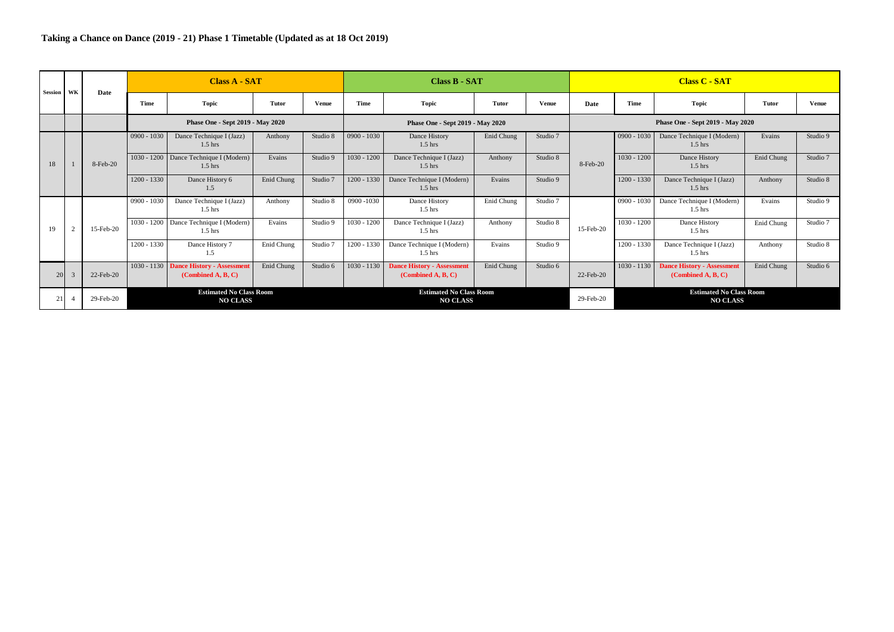## Taking a Chance on Dance (2019 - 21) Phase 1 Timetable (Updated as at 18 Oct 2019)

| Session | WK | Date | Class A - SAT | | | | Class B - SAT | | | | Class C - SAT | | | | |
|---|---|---|---|---|---|---|---|---|---|---|---|---|---|---|---|
| | | | Time | Topic | Tutor | Venue | Time | Topic | Tutor | Venue | Date | Time | Topic | Tutor | Venue |
| | | | Phase One - Sept 2019 - May 2020 | | | | Phase One - Sept 2019 - May 2020 | | | | Phase One - Sept 2019 - May 2020 | | | | |
| 18 | 1 | 8-Feb-20 | 0900 - 1030 | Dance Technique I (Jazz) 1.5 hrs | Anthony | Studio 8 | 0900 - 1030 | Dance History 1.5 hrs | Enid Chung | Studio 7 | 8-Feb-20 | 0900 - 1030 | Dance Technique I (Modern) 1.5 hrs | Evains | Studio 9 |
| | | | 1030 - 1200 | Dance Technique I (Modern) 1.5 hrs | Evains | Studio 9 | 1030 - 1200 | Dance Technique I (Jazz) 1.5 hrs | Anthony | Studio 8 | | 1030 - 1200 | Dance History 1.5 hrs | Enid Chung | Studio 7 |
| | | | 1200 - 1330 | Dance History 6 1.5 | Enid Chung | Studio 7 | 1200 - 1330 | Dance Technique I (Modern) 1.5 hrs | Evains | Studio 9 | | 1200 - 1330 | Dance Technique I (Jazz) 1.5 hrs | Anthony | Studio 8 |
| 19 | 2 | 15-Feb-20 | 0900 - 1030 | Dance Technique I (Jazz) 1.5 hrs | Anthony | Studio 8 | 0900 -1030 | Dance History 1.5 hrs | Enid Chung | Studio 7 | 15-Feb-20 | 0900 - 1030 | Dance Technique I (Modern) 1.5 hrs | Evains | Studio 9 |
| | | | 1030 - 1200 | Dance Technique I (Modern) 1.5 hrs | Evains | Studio 9 | 1030 - 1200 | Dance Technique I (Jazz) 1.5 hrs | Anthony | Studio 8 | | 1030 - 1200 | Dance History 1.5 hrs | Enid Chung | Studio 7 |
| | | | 1200 - 1330 | Dance History 7 1.5 | Enid Chung | Studio 7 | 1200 - 1330 | Dance Technique I (Modern) 1.5 hrs | Evains | Studio 9 | | 1200 - 1330 | Dance Technique I (Jazz) 1.5 hrs | Anthony | Studio 8 |
| 20 | 3 | 22-Feb-20 | 1030 - 1130 | **Dance History - Assessment (Combined A, B, C)** | Enid Chung | Studio 6 | 1030 - 1130 | **Dance History - Assessment (Combined A, B, C)** | Enid Chung | Studio 6 | 22-Feb-20 | 1030 - 1130 | **Dance History - Assessment (Combined A, B, C)** | Enid Chung | Studio 6 |
| 21 | 4 | 29-Feb-20 | **Estimated No Class Room NO CLASS** | | | | **Estimated No Class Room NO CLASS** | | | | 29-Feb-20 | **Estimated No Class Room NO CLASS** | | | |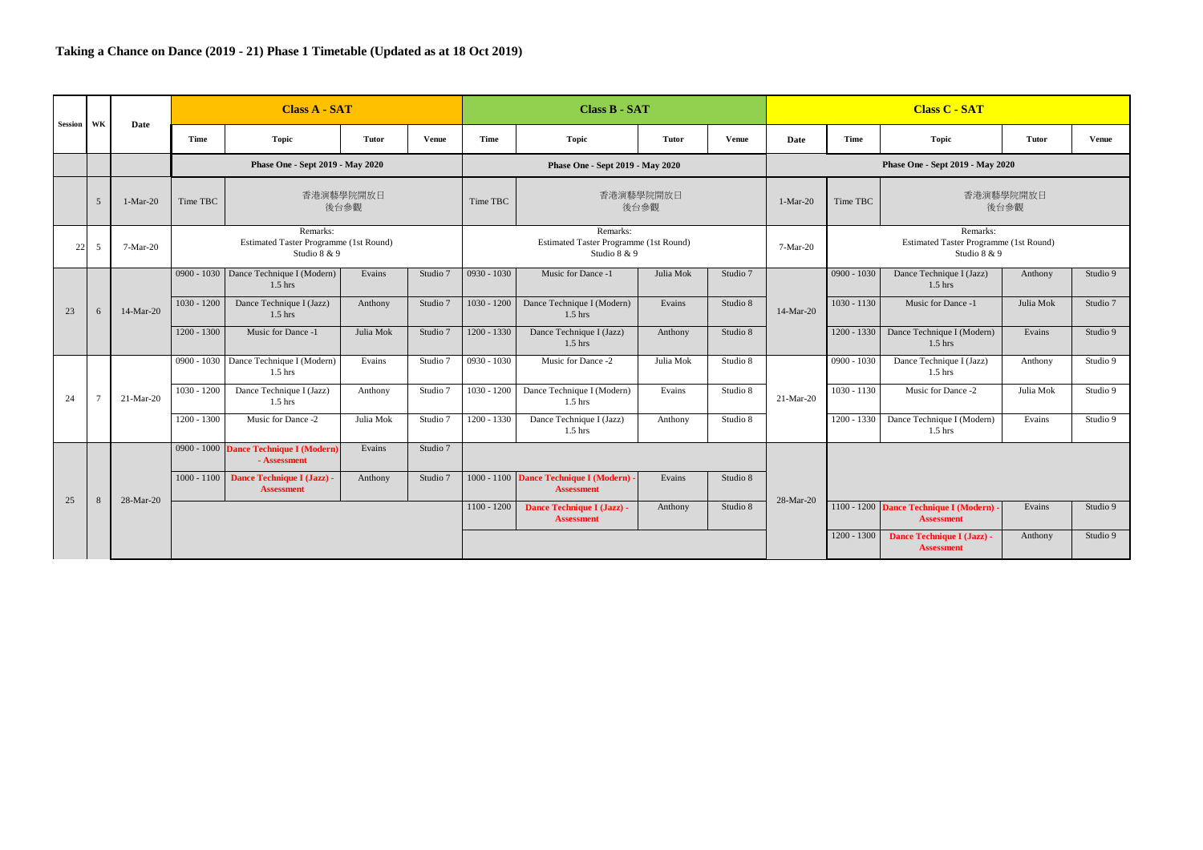## Taking a Chance on Dance (2019 - 21) Phase 1 Timetable (Updated as at 18 Oct 2019)

| Session | WK | Date | Class A - SAT | | | | Class B - SAT | | | | Class C - SAT | | | | |
|---|---|---|---|---|---|---|---|---|---|---|---|---|---|---|---|
| | | | Time | Topic | Tutor | Venue | Time | Topic | Tutor | Venue | Date | Time | Topic | Tutor | Venue |
| | | | Phase One - Sept 2019 - May 2020 | | | | Phase One - Sept 2019 - May 2020 | | | | Phase One - Sept 2019 - May 2020 | | | | |
| | 5 | 1-Mar-20 | Time TBC | 香港演藝學院開放日 後台參觀 | | | Time TBC | 香港演藝學院開放日 後台參觀 | | | 1-Mar-20 | Time TBC | 香港演藝學院開放日 後台參觀 | | |
| 22 | 5 | 7-Mar-20 | Remarks: Estimated Taster Programme (1st Round) Studio 8 & 9 | | | | Remarks: Estimated Taster Programme (1st Round) Studio 8 & 9 | | | | 7-Mar-20 | Remarks: Estimated Taster Programme (1st Round) Studio 8 & 9 | | | |
| 23 | 6 | 14-Mar-20 | 0900 - 1030 | Dance Technique I (Modern) 1.5 hrs | Evains | Studio 7 | 0930 - 1030 | Music for Dance -1 | Julia Mok | Studio 7 | 14-Mar-20 | 0900 - 1030 | Dance Technique I (Jazz) 1.5 hrs | Anthony | Studio 9 |
| | | | 1030 - 1200 | Dance Technique I (Jazz) 1.5 hrs | Anthony | Studio 7 | 1030 - 1200 | Dance Technique I (Modern) 1.5 hrs | Evains | Studio 8 | | 1030 - 1130 | Music for Dance -1 | Julia Mok | Studio 7 |
| | | | 1200 - 1300 | Music for Dance -1 | Julia Mok | Studio 7 | 1200 - 1330 | Dance Technique I (Jazz) 1.5 hrs | Anthony | Studio 8 | | 1200 - 1330 | Dance Technique I (Modern) 1.5 hrs | Evains | Studio 9 |
| 24 | 7 | 21-Mar-20 | 0900 - 1030 | Dance Technique I (Modern) 1.5 hrs | Evains | Studio 7 | 0930 - 1030 | Music for Dance -2 | Julia Mok | Studio 8 | 21-Mar-20 | 0900 - 1030 | Dance Technique I (Jazz) 1.5 hrs | Anthony | Studio 9 |
| | | | 1030 - 1200 | Dance Technique I (Jazz) 1.5 hrs | Anthony | Studio 7 | 1030 - 1200 | Dance Technique I (Modern) 1.5 hrs | Evains | Studio 8 | | 1030 - 1130 | Music for Dance -2 | Julia Mok | Studio 9 |
| | | | 1200 - 1300 | Music for Dance -2 | Julia Mok | Studio 7 | 1200 - 1330 | Dance Technique I (Jazz) 1.5 hrs | Anthony | Studio 8 | | 1200 - 1330 | Dance Technique I (Modern) 1.5 hrs | Evains | Studio 9 |
| 25 | 8 | 28-Mar-20 | 0900 - 1000 | **Dance Technique I (Modern) - Assessment** | Evains | Studio 7 | | | | | 28-Mar-20 | | | | |
| | | | 1000 - 1100 | **Dance Technique I (Jazz) - Assessment** | Anthony | Studio 7 | 1000 - 1100 | **Dance Technique I (Modern) - Assessment** | Evains | Studio 8 | | | | | |
| | | | | | | | 1100 - 1200 | **Dance Technique I (Jazz) - Assessment** | Anthony | Studio 8 | | 1100 - 1200 | **Dance Technique I (Modern) - Assessment** | Evains | Studio 9 |
| | | | | | | | | | | | | 1200 - 1300 | **Dance Technique I (Jazz) - Assessment** | Anthony | Studio 9 |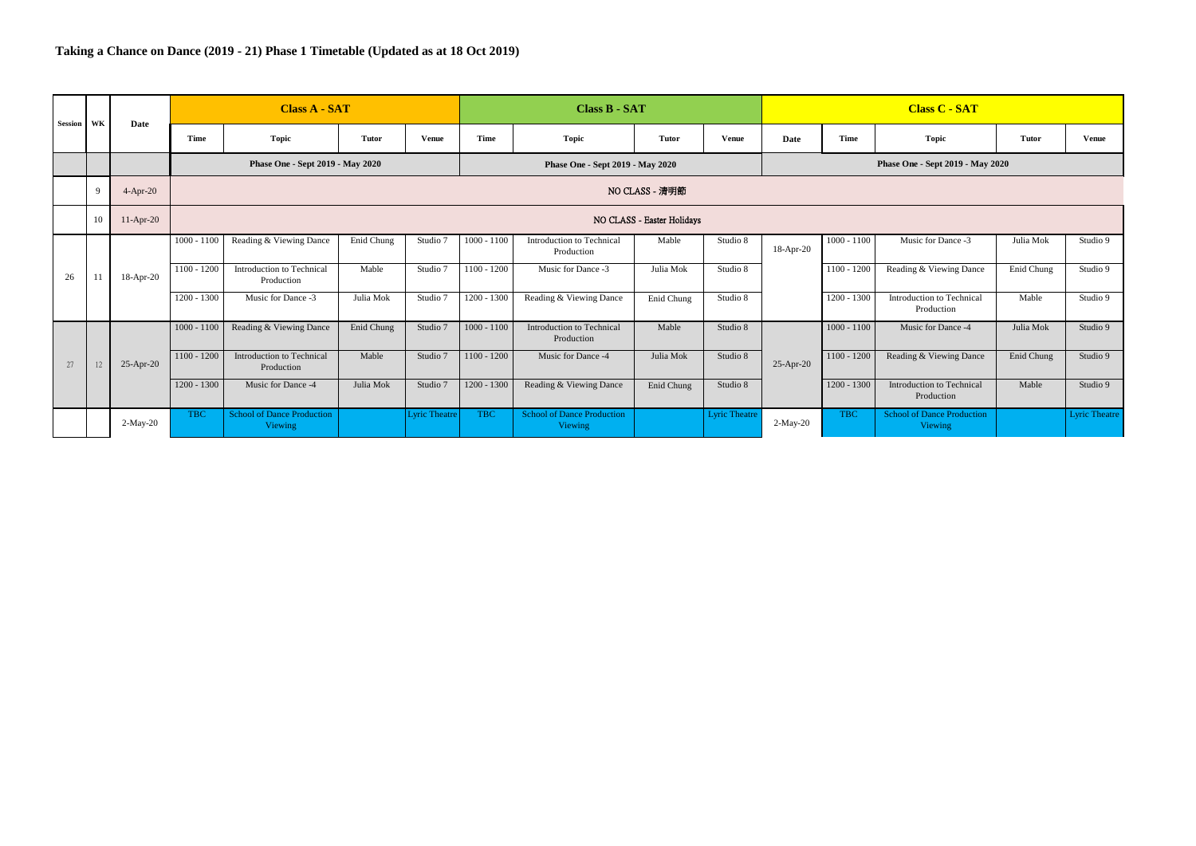## Taking a Chance on Dance (2019 - 21) Phase 1 Timetable (Updated as at 18 Oct 2019)

| Session | WK | Date | Class A - SAT | | | | Class B - SAT | | | | Class C - SAT | | | | |
|---|---|---|---|---|---|---|---|---|---|---|---|---|---|---|---|
| | | | Time | Topic | Tutor | Venue | Time | Topic | Tutor | Venue | Date | Time | Topic | Tutor | Venue |
| | | | Phase One - Sept 2019 - May 2020 | | | | Phase One - Sept 2019 - May 2020 | | | | Phase One - Sept 2019 - May 2020 | | | | |
| | 9 | 4-Apr-20 | NO CLASS - 清明節 | | | | | | | | | | | | |
| | 10 | 11-Apr-20 | NO CLASS - Easter Holidays | | | | | | | | | | | | |
| 26 | 11 | 18-Apr-20 | 1000 - 1100 | Reading & Viewing Dance | Enid Chung | Studio 7 | 1000 - 1100 | Introduction to Technical Production | Mable | Studio 8 | 18-Apr-20 | 1000 - 1100 | Music for Dance -3 | Julia Mok | Studio 9 |
| | | | 1100 - 1200 | Introduction to Technical Production | Mable | Studio 7 | 1100 - 1200 | Music for Dance -3 | Julia Mok | Studio 8 | | 1100 - 1200 | Reading & Viewing Dance | Enid Chung | Studio 9 |
| | | | 1200 - 1300 | Music for Dance -3 | Julia Mok | Studio 7 | 1200 - 1300 | Reading & Viewing Dance | Enid Chung | Studio 8 | | 1200 - 1300 | Introduction to Technical Production | Mable | Studio 9 |
| 27 | 12 | 25-Apr-20 | 1000 - 1100 | Reading & Viewing Dance | Enid Chung | Studio 7 | 1000 - 1100 | Introduction to Technical Production | Mable | Studio 8 | 25-Apr-20 | 1000 - 1100 | Music for Dance -4 | Julia Mok | Studio 9 |
| | | | 1100 - 1200 | Introduction to Technical Production | Mable | Studio 7 | 1100 - 1200 | Music for Dance -4 | Julia Mok | Studio 8 | | 1100 - 1200 | Reading & Viewing Dance | Enid Chung | Studio 9 |
| | | | 1200 - 1300 | Music for Dance -4 | Julia Mok | Studio 7 | 1200 - 1300 | Reading & Viewing Dance | Enid Chung | Studio 8 | | 1200 - 1300 | Introduction to Technical Production | Mable | Studio 9 |
| | | 2-May-20 | TBC | School of Dance Production Viewing | | Lyric Theatre | TBC | School of Dance Production Viewing | | Lyric Theatre | 2-May-20 | TBC | School of Dance Production Viewing | | Lyric Theatre |